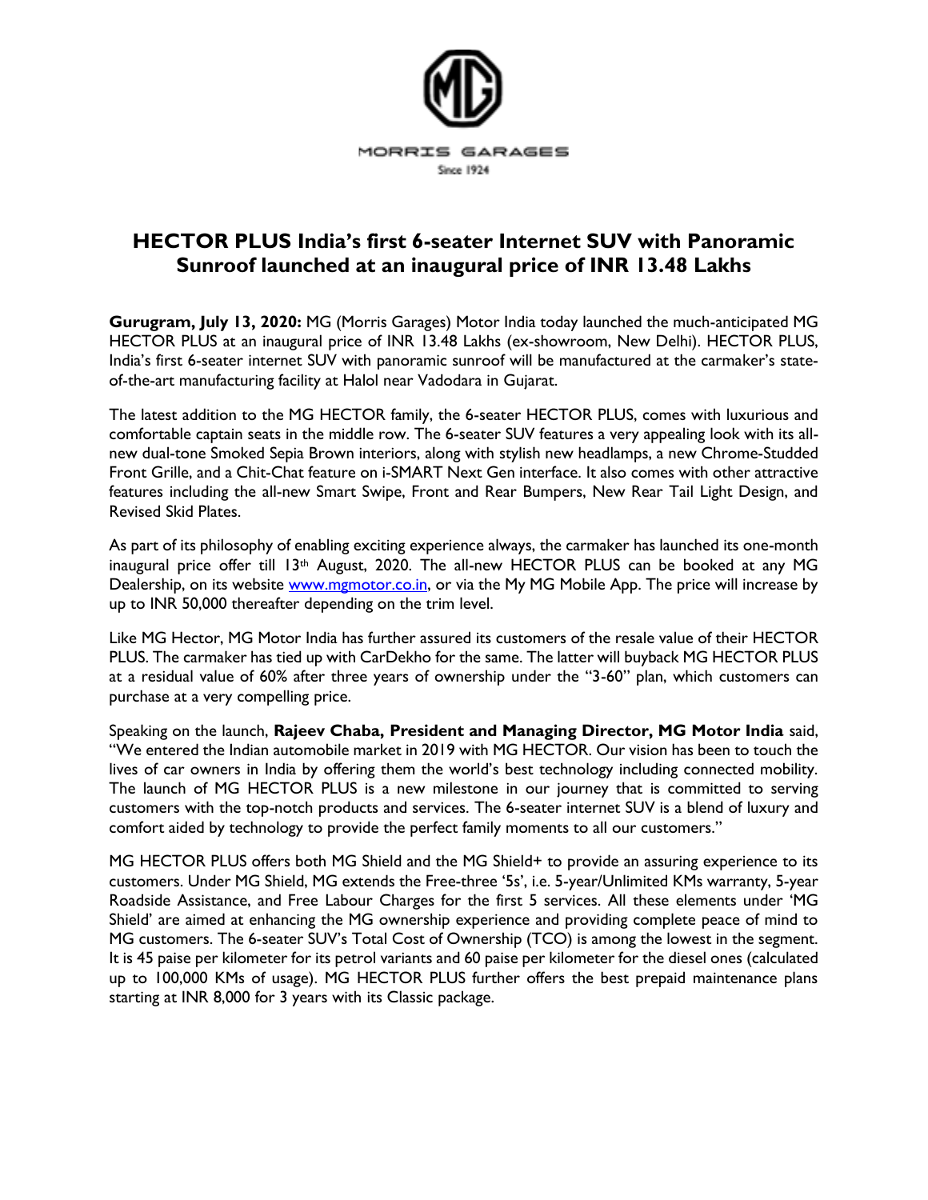MORRIS GARAGES

Since 1924

# HECTOR PLUS India's first 6-seater Internet SUV with Panoramic Sunroof launched at an inaugural price of INR 13.48 Lakhs

**Gurugram, July 13, 2020:** MG (Morris Garages) Motor India today launched the much-anticipated MG HECTOR PLUS at an inaugural price of INR 13.48 Lakhs (ex-showroom, New Delhi). HECTOR PLUS, India's first 6-seater internet SUV with panoramic sunroof will be manufactured at the carmaker's state-of-the-art manufacturing facility at Halol near Vadodara in Gujarat.

The latest addition to the MG HECTOR family, the 6-seater HECTOR PLUS, comes with luxurious and comfortable captain seats in the middle row. The 6-seater SUV features a very appealing look with its all-new dual-tone Smoked Sepia Brown interiors, along with stylish new headlamps, a new Chrome-Studded Front Grille, and a Chit-Chat feature on i-SMART Next Gen interface. It also comes with other attractive features including the all-new Smart Swipe, Front and Rear Bumpers, New Rear Tail Light Design, and Revised Skid Plates.

As part of its philosophy of enabling exciting experience always, the carmaker has launched its one-month inaugural price offer till 13th August, 2020. The all-new HECTOR PLUS can be booked at any MG Dealership, on its website www.mgmotor.co.in, or via the My MG Mobile App. The price will increase by up to INR 50,000 thereafter depending on the trim level.

Like MG Hector, MG Motor India has further assured its customers of the resale value of their HECTOR PLUS. The carmaker has tied up with CarDekho for the same. The latter will buyback MG HECTOR PLUS at a residual value of 60% after three years of ownership under the "3-60" plan, which customers can purchase at a very compelling price.

Speaking on the launch, **Rajeev Chaba, President and Managing Director, MG Motor India** said, "We entered the Indian automobile market in 2019 with MG HECTOR. Our vision has been to touch the lives of car owners in India by offering them the world's best technology including connected mobility. The launch of MG HECTOR PLUS is a new milestone in our journey that is committed to serving customers with the top-notch products and services. The 6-seater internet SUV is a blend of luxury and comfort aided by technology to provide the perfect family moments to all our customers."

MG HECTOR PLUS offers both MG Shield and the MG Shield+ to provide an assuring experience to its customers. Under MG Shield, MG extends the Free-three '5s', i.e. 5-year/Unlimited KMs warranty, 5-year Roadside Assistance, and Free Labour Charges for the first 5 services. All these elements under 'MG Shield' are aimed at enhancing the MG ownership experience and providing complete peace of mind to MG customers. The 6-seater SUV's Total Cost of Ownership (TCO) is among the lowest in the segment. It is 45 paise per kilometer for its petrol variants and 60 paise per kilometer for the diesel ones (calculated up to 100,000 KMs of usage). MG HECTOR PLUS further offers the best prepaid maintenance plans starting at INR 8,000 for 3 years with its Classic package.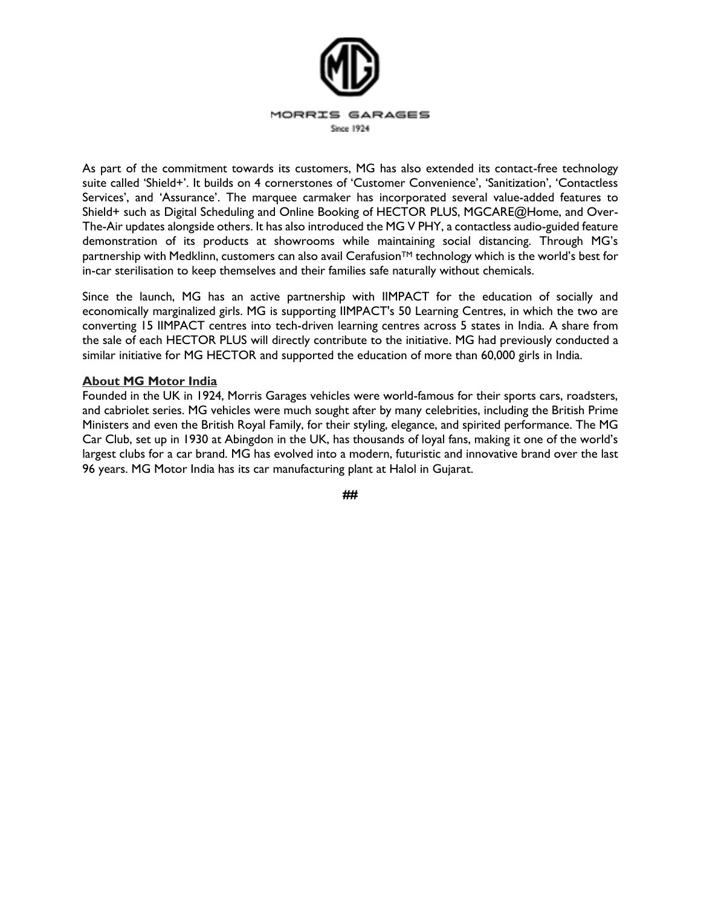As part of the commitment towards its customers, MG has also extended its contact-free technology suite called 'Shield+'. It builds on 4 cornerstones of 'Customer Convenience', 'Sanitization', 'Contactless Services', and 'Assurance'. The marquee carmaker has incorporated several value-added features to Shield+ such as Digital Scheduling and Online Booking of HECTOR PLUS, MGCARE@Home, and Over-The-Air updates alongside others. It has also introduced the MG V PHY, a contactless audio-guided feature demonstration of its products at showrooms while maintaining social distancing. Through MG's partnership with Medklinn, customers can also avail Cerafusion™ technology which is the world's best for in-car sterilisation to keep themselves and their families safe naturally without chemicals.

Since the launch, MG has an active partnership with IIMPACT for the education of socially and economically marginalized girls. MG is supporting IIMPACT's 50 Learning Centres, in which the two are converting 15 IIMPACT centres into tech-driven learning centres across 5 states in India. A share from the sale of each HECTOR PLUS will directly contribute to the initiative. MG had previously conducted a similar initiative for MG HECTOR and supported the education of more than 60,000 girls in India.

**About MG Motor India**

Founded in the UK in 1924, Morris Garages vehicles were world-famous for their sports cars, roadsters, and cabriolet series. MG vehicles were much sought after by many celebrities, including the British Prime Ministers and even the British Royal Family, for their styling, elegance, and spirited performance. The MG Car Club, set up in 1930 at Abingdon in the UK, has thousands of loyal fans, making it one of the world's largest clubs for a car brand. MG has evolved into a modern, futuristic and innovative brand over the last 96 years. MG Motor India has its car manufacturing plant at Halol in Gujarat.

##